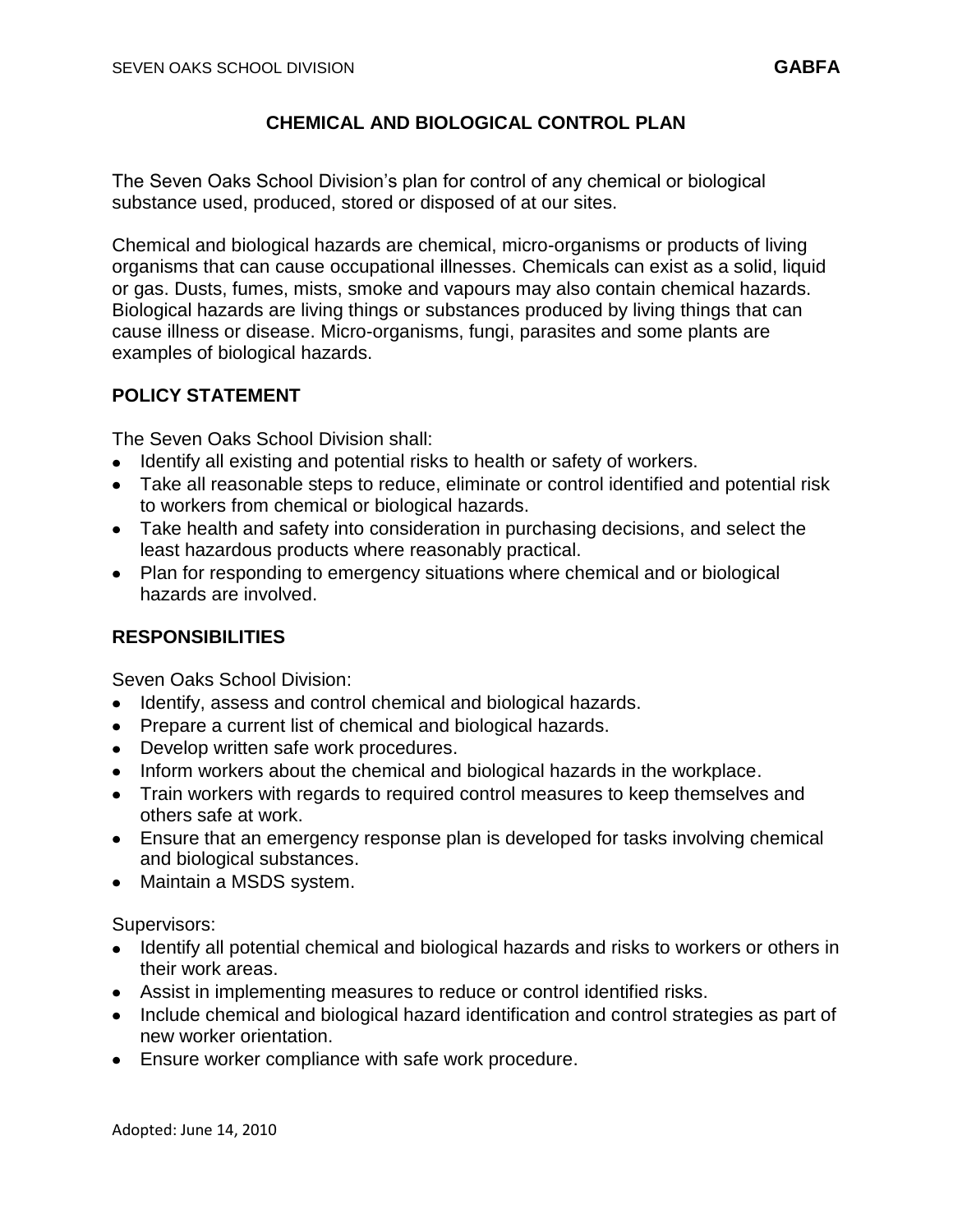# CHEMICAL AND BIOLOGICAL CONTROL PLAN

The Seven Oaks School Division's plan for control of any chemical or biological substance used, produced, stored or disposed of at our sites.

Chemical and biological hazards are chemical, micro-organisms or products of living organisms that can cause occupational illnesses. Chemicals can exist as a solid, liquid or gas. Dusts, fumes, mists, smoke and vapours may also contain chemical hazards. Biological hazards are living things or substances produced by living things that can cause illness or disease. Micro-organisms, fungi, parasites and some plants are examples of biological hazards.

## POLICY STATEMENT

The Seven Oaks School Division shall:

- Identify all existing and potential risks to health or safety of workers.
- Take all reasonable steps to reduce, eliminate or control identified and potential risk to workers from chemical or biological hazards.
- Take health and safety into consideration in purchasing decisions, and select the least hazardous products where reasonably practical.
- Plan for responding to emergency situations where chemical and or biological hazards are involved.

## RESPONSIBILITIES

Seven Oaks School Division:

- Identify, assess and control chemical and biological hazards.
- Prepare a current list of chemical and biological hazards.
- Develop written safe work procedures.
- Inform workers about the chemical and biological hazards in the workplace.
- Train workers with regards to required control measures to keep themselves and others safe at work.
- Ensure that an emergency response plan is developed for tasks involving chemical and biological substances.
- Maintain a MSDS system.

Supervisors:

- Identify all potential chemical and biological hazards and risks to workers or others in their work areas.
- Assist in implementing measures to reduce or control identified risks.
- Include chemical and biological hazard identification and control strategies as part of new worker orientation.
- Ensure worker compliance with safe work procedure.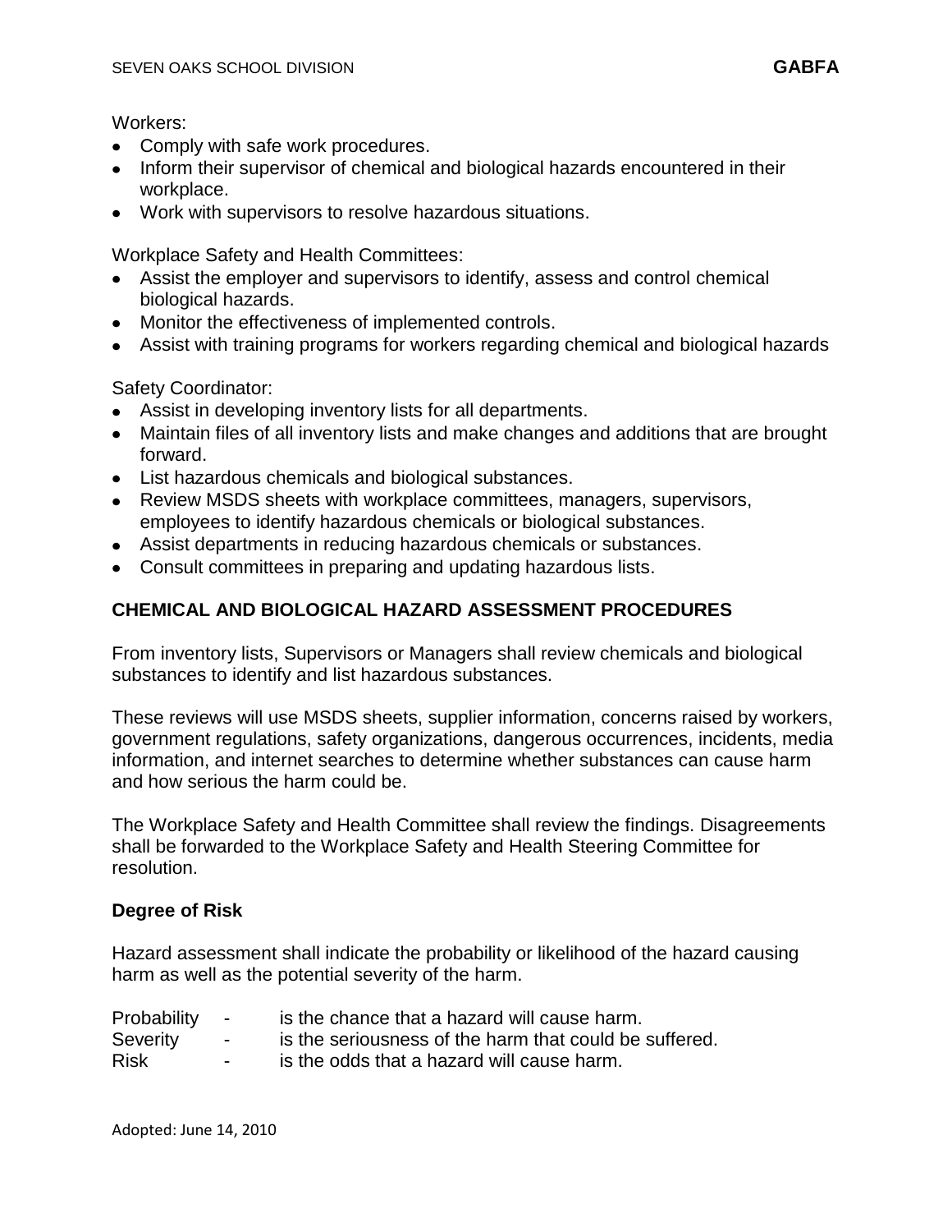Workers:

- Comply with safe work procedures.
- Inform their supervisor of chemical and biological hazards encountered in their workplace.
- Work with supervisors to resolve hazardous situations.

Workplace Safety and Health Committees:

- Assist the employer and supervisors to identify, assess and control chemical biological hazards.
- Monitor the effectiveness of implemented controls.
- Assist with training programs for workers regarding chemical and biological hazards

Safety Coordinator:

- Assist in developing inventory lists for all departments.
- Maintain files of all inventory lists and make changes and additions that are brought forward.
- List hazardous chemicals and biological substances.
- Review MSDS sheets with workplace committees, managers, supervisors, employees to identify hazardous chemicals or biological substances.
- Assist departments in reducing hazardous chemicals or substances.
- Consult committees in preparing and updating hazardous lists.

## CHEMICAL AND BIOLOGICAL HAZARD ASSESSMENT PROCEDURES

From inventory lists, Supervisors or Managers shall review chemicals and biological substances to identify and list hazardous substances.

These reviews will use MSDS sheets, supplier information, concerns raised by workers, government regulations, safety organizations, dangerous occurrences, incidents, media information, and internet searches to determine whether substances can cause harm and how serious the harm could be.

The Workplace Safety and Health Committee shall review the findings. Disagreements shall be forwarded to the Workplace Safety and Health Steering Committee for resolution.

### Degree of Risk

Hazard assessment shall indicate the probability or likelihood of the hazard causing harm as well as the potential severity of the harm.

Probability - is the chance that a hazard will cause harm.
Severity - is the seriousness of the harm that could be suffered.
Risk - is the odds that a hazard will cause harm.

Adopted: June 14, 2010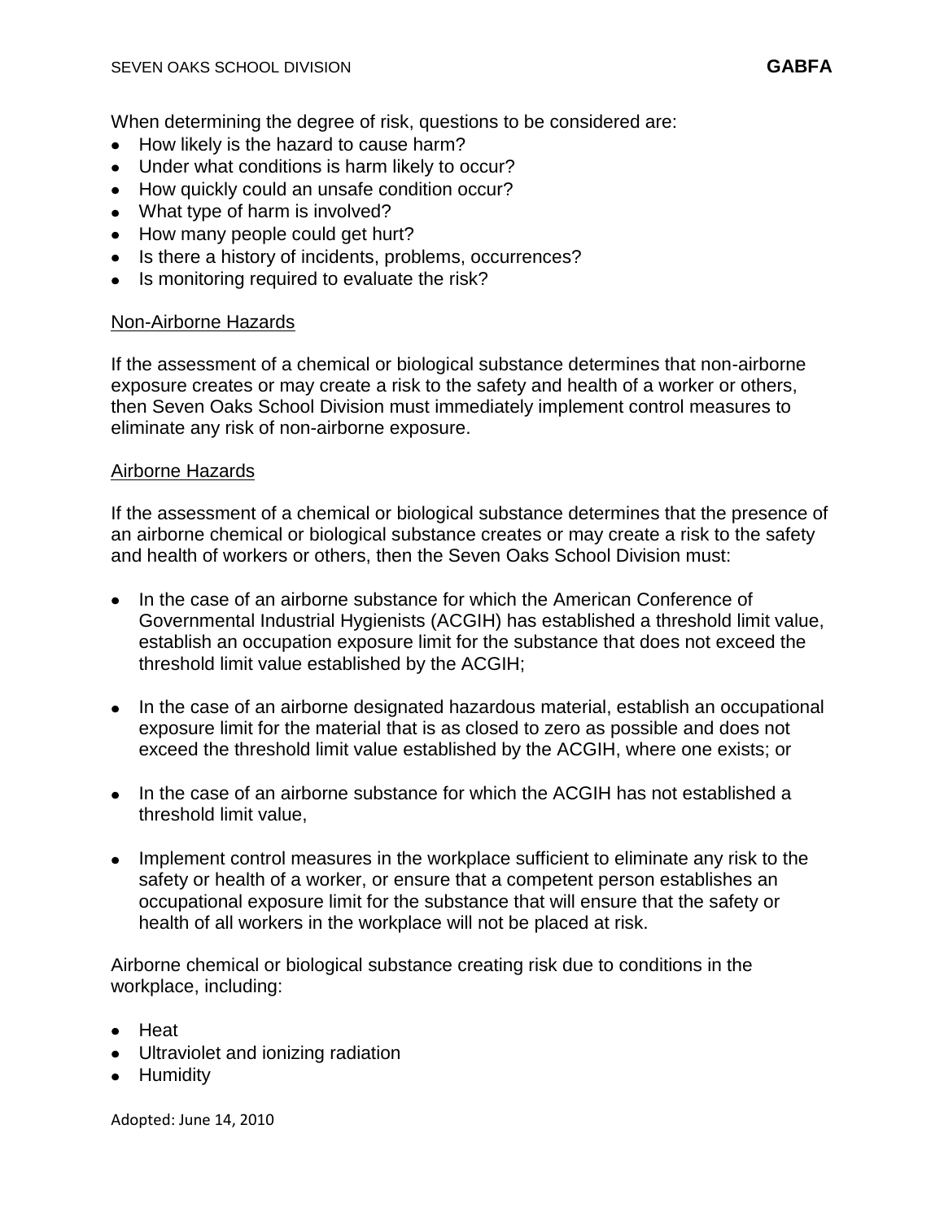When determining the degree of risk, questions to be considered are:

- How likely is the hazard to cause harm?
- Under what conditions is harm likely to occur?
- How quickly could an unsafe condition occur?
- What type of harm is involved?
- How many people could get hurt?
- Is there a history of incidents, problems, occurrences?
- Is monitoring required to evaluate the risk?

<u>Non-Airborne Hazards</u>

If the assessment of a chemical or biological substance determines that non-airborne exposure creates or may create a risk to the safety and health of a worker or others, then Seven Oaks School Division must immediately implement control measures to eliminate any risk of non-airborne exposure.

<u>Airborne Hazards</u>

If the assessment of a chemical or biological substance determines that the presence of an airborne chemical or biological substance creates or may create a risk to the safety and health of workers or others, then the Seven Oaks School Division must:

- In the case of an airborne substance for which the American Conference of Governmental Industrial Hygienists (ACGIH) has established a threshold limit value, establish an occupation exposure limit for the substance that does not exceed the threshold limit value established by the ACGIH;

- In the case of an airborne designated hazardous material, establish an occupational exposure limit for the material that is as closed to zero as possible and does not exceed the threshold limit value established by the ACGIH, where one exists; or

- In the case of an airborne substance for which the ACGIH has not established a threshold limit value,

- Implement control measures in the workplace sufficient to eliminate any risk to the safety or health of a worker, or ensure that a competent person establishes an occupational exposure limit for the substance that will ensure that the safety or health of all workers in the workplace will not be placed at risk.

Airborne chemical or biological substance creating risk due to conditions in the workplace, including:

- Heat
- Ultraviolet and ionizing radiation
- Humidity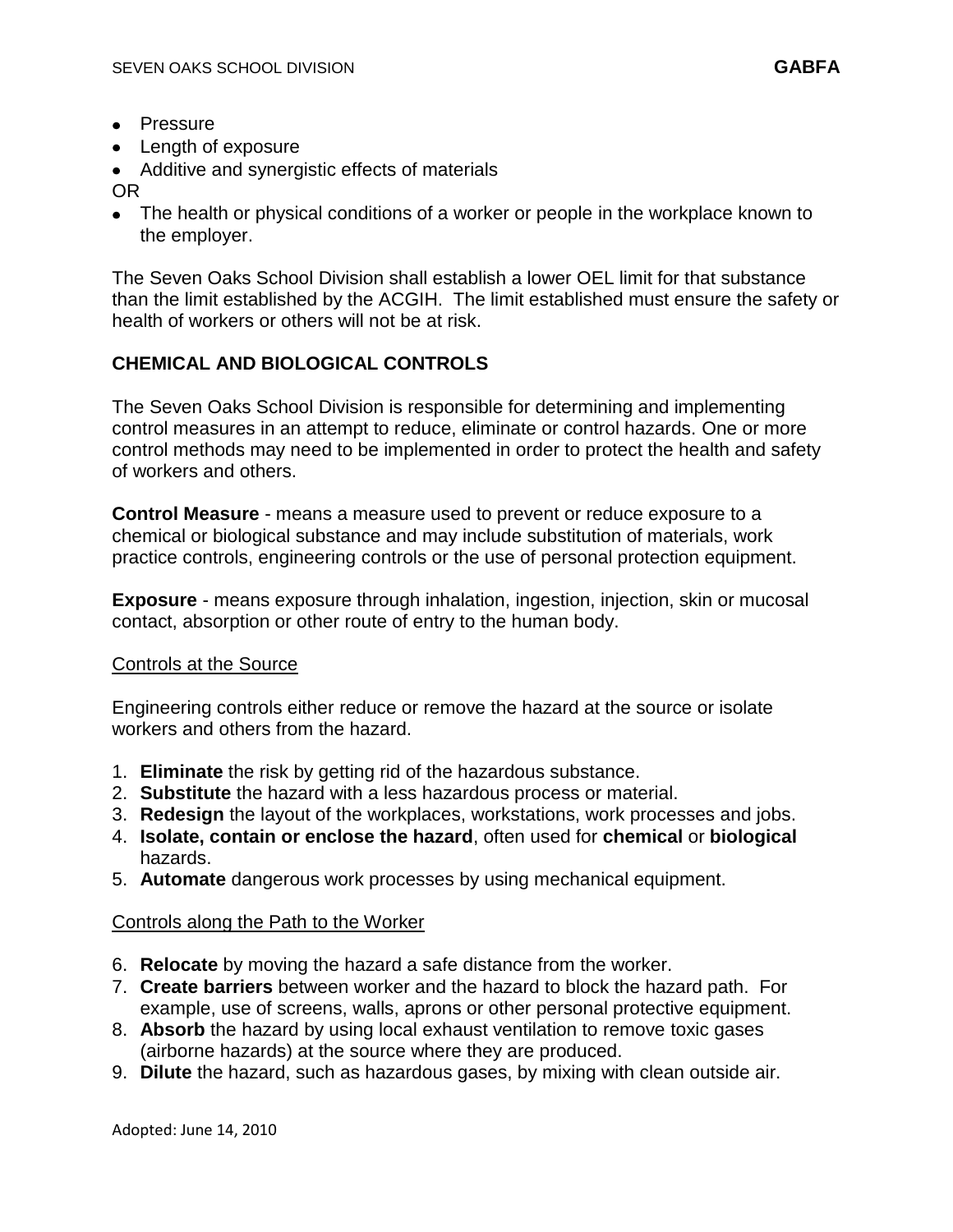- Pressure
- Length of exposure
- Additive and synergistic effects of materials

OR

- The health or physical conditions of a worker or people in the workplace known to the employer.

The Seven Oaks School Division shall establish a lower OEL limit for that substance than the limit established by the ACGIH. The limit established must ensure the safety or health of workers or others will not be at risk.

## CHEMICAL AND BIOLOGICAL CONTROLS

The Seven Oaks School Division is responsible for determining and implementing control measures in an attempt to reduce, eliminate or control hazards. One or more control methods may need to be implemented in order to protect the health and safety of workers and others.

**Control Measure** - means a measure used to prevent or reduce exposure to a chemical or biological substance and may include substitution of materials, work practice controls, engineering controls or the use of personal protection equipment.

**Exposure** - means exposure through inhalation, ingestion, injection, skin or mucosal contact, absorption or other route of entry to the human body.

<u>Controls at the Source</u>

Engineering controls either reduce or remove the hazard at the source or isolate workers and others from the hazard.

1. **Eliminate** the risk by getting rid of the hazardous substance.
2. **Substitute** the hazard with a less hazardous process or material.
3. **Redesign** the layout of the workplaces, workstations, work processes and jobs.
4. **Isolate, contain or enclose the hazard**, often used for **chemical** or **biological** hazards.
5. **Automate** dangerous work processes by using mechanical equipment.

<u>Controls along the Path to the Worker</u>

6. **Relocate** by moving the hazard a safe distance from the worker.
7. **Create barriers** between worker and the hazard to block the hazard path. For example, use of screens, walls, aprons or other personal protective equipment.
8. **Absorb** the hazard by using local exhaust ventilation to remove toxic gases (airborne hazards) at the source where they are produced.
9. **Dilute** the hazard, such as hazardous gases, by mixing with clean outside air.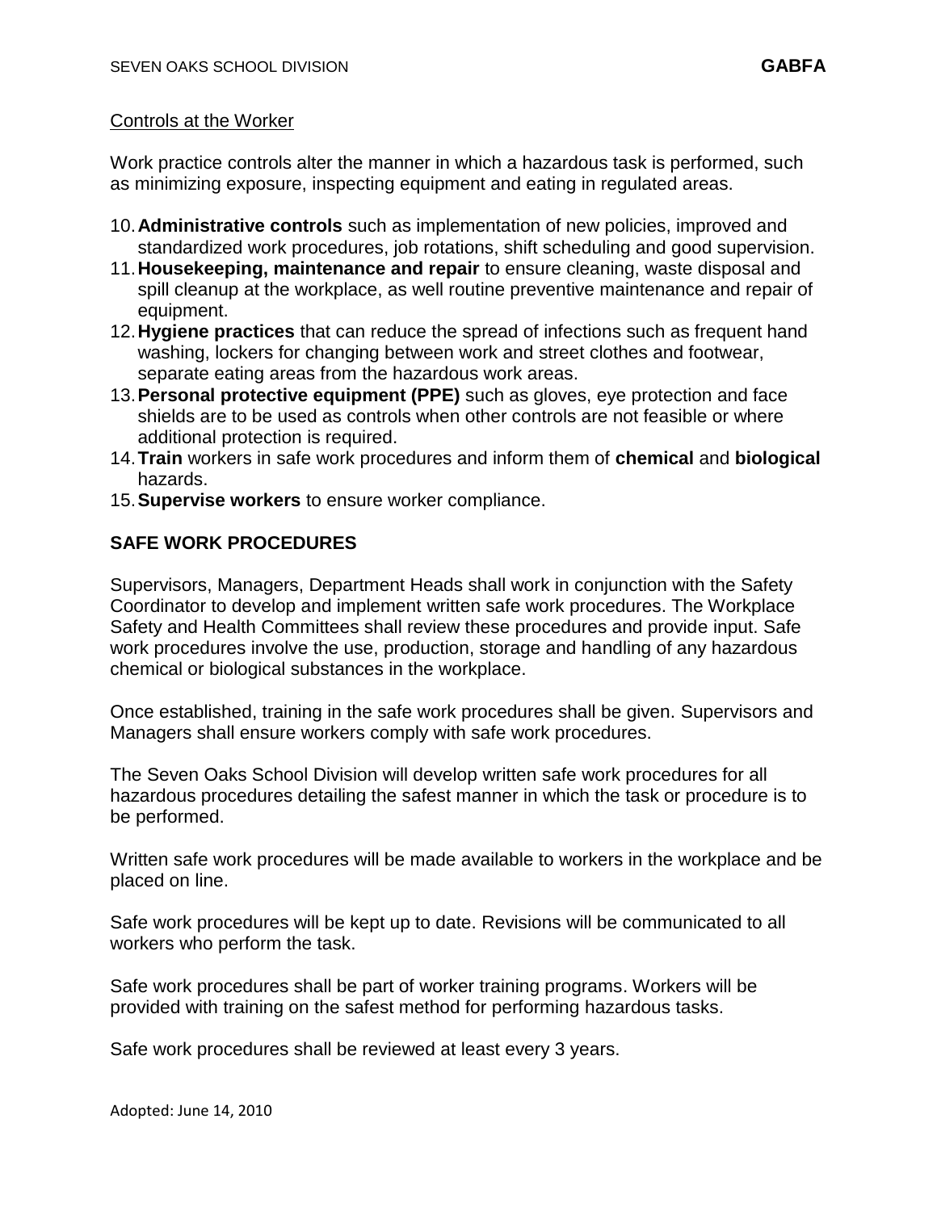Controls at the Worker

Work practice controls alter the manner in which a hazardous task is performed, such as minimizing exposure, inspecting equipment and eating in regulated areas.

10. **Administrative controls** such as implementation of new policies, improved and standardized work procedures, job rotations, shift scheduling and good supervision.
11. **Housekeeping, maintenance and repair** to ensure cleaning, waste disposal and spill cleanup at the workplace, as well routine preventive maintenance and repair of equipment.
12. **Hygiene practices** that can reduce the spread of infections such as frequent hand washing, lockers for changing between work and street clothes and footwear, separate eating areas from the hazardous work areas.
13. **Personal protective equipment (PPE)** such as gloves, eye protection and face shields are to be used as controls when other controls are not feasible or where additional protection is required.
14. **Train** workers in safe work procedures and inform them of **chemical** and **biological** hazards.
15. **Supervise workers** to ensure worker compliance.

## SAFE WORK PROCEDURES

Supervisors, Managers, Department Heads shall work in conjunction with the Safety Coordinator to develop and implement written safe work procedures. The Workplace Safety and Health Committees shall review these procedures and provide input. Safe work procedures involve the use, production, storage and handling of any hazardous chemical or biological substances in the workplace.

Once established, training in the safe work procedures shall be given. Supervisors and Managers shall ensure workers comply with safe work procedures.

The Seven Oaks School Division will develop written safe work procedures for all hazardous procedures detailing the safest manner in which the task or procedure is to be performed.

Written safe work procedures will be made available to workers in the workplace and be placed on line.

Safe work procedures will be kept up to date. Revisions will be communicated to all workers who perform the task.

Safe work procedures shall be part of worker training programs. Workers will be provided with training on the safest method for performing hazardous tasks.

Safe work procedures shall be reviewed at least every 3 years.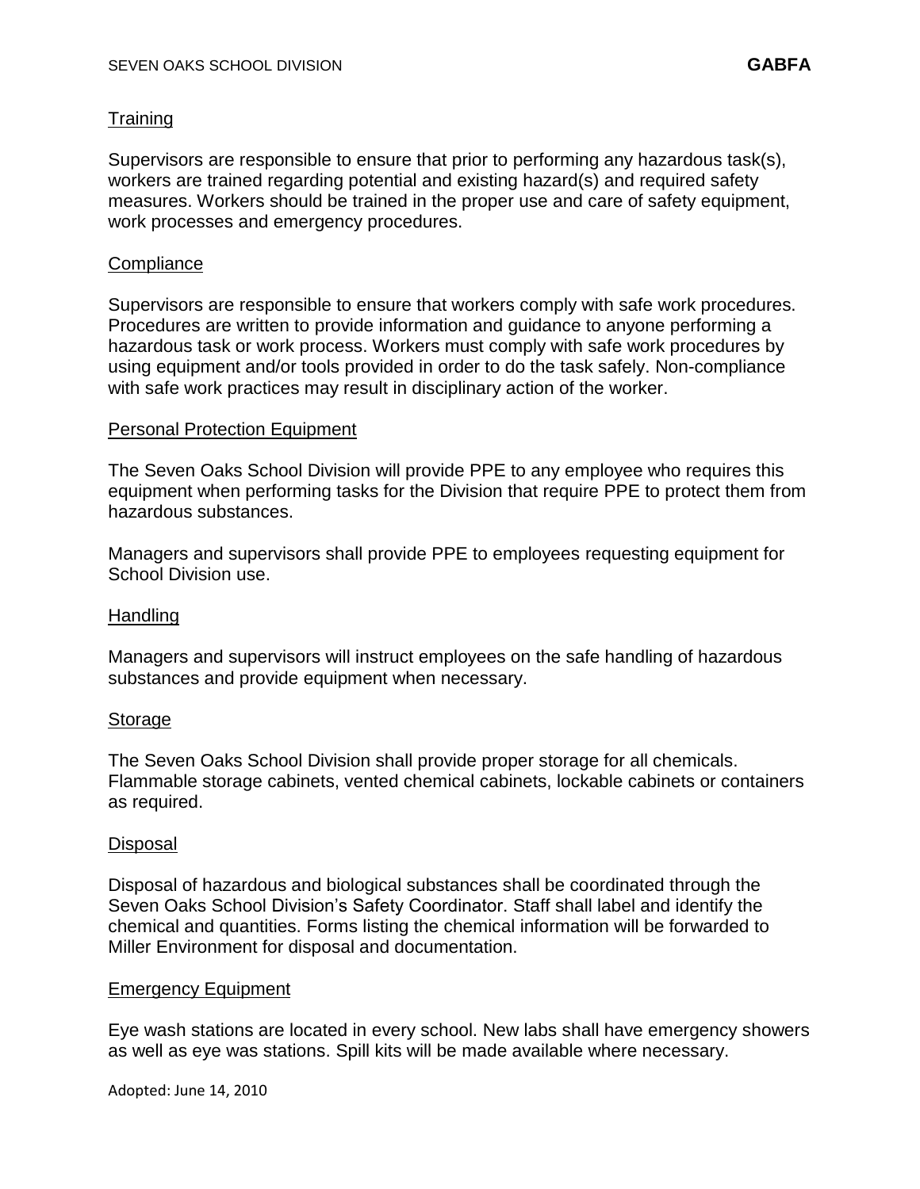## Training

Supervisors are responsible to ensure that prior to performing any hazardous task(s), workers are trained regarding potential and existing hazard(s) and required safety measures. Workers should be trained in the proper use and care of safety equipment, work processes and emergency procedures.

## Compliance

Supervisors are responsible to ensure that workers comply with safe work procedures. Procedures are written to provide information and guidance to anyone performing a hazardous task or work process. Workers must comply with safe work procedures by using equipment and/or tools provided in order to do the task safely. Non-compliance with safe work practices may result in disciplinary action of the worker.

## Personal Protection Equipment

The Seven Oaks School Division will provide PPE to any employee who requires this equipment when performing tasks for the Division that require PPE to protect them from hazardous substances.

Managers and supervisors shall provide PPE to employees requesting equipment for School Division use.

## Handling

Managers and supervisors will instruct employees on the safe handling of hazardous substances and provide equipment when necessary.

## Storage

The Seven Oaks School Division shall provide proper storage for all chemicals. Flammable storage cabinets, vented chemical cabinets, lockable cabinets or containers as required.

## Disposal

Disposal of hazardous and biological substances shall be coordinated through the Seven Oaks School Division's Safety Coordinator. Staff shall label and identify the chemical and quantities. Forms listing the chemical information will be forwarded to Miller Environment for disposal and documentation.

## Emergency Equipment

Eye wash stations are located in every school. New labs shall have emergency showers as well as eye was stations. Spill kits will be made available where necessary.

Adopted: June 14, 2010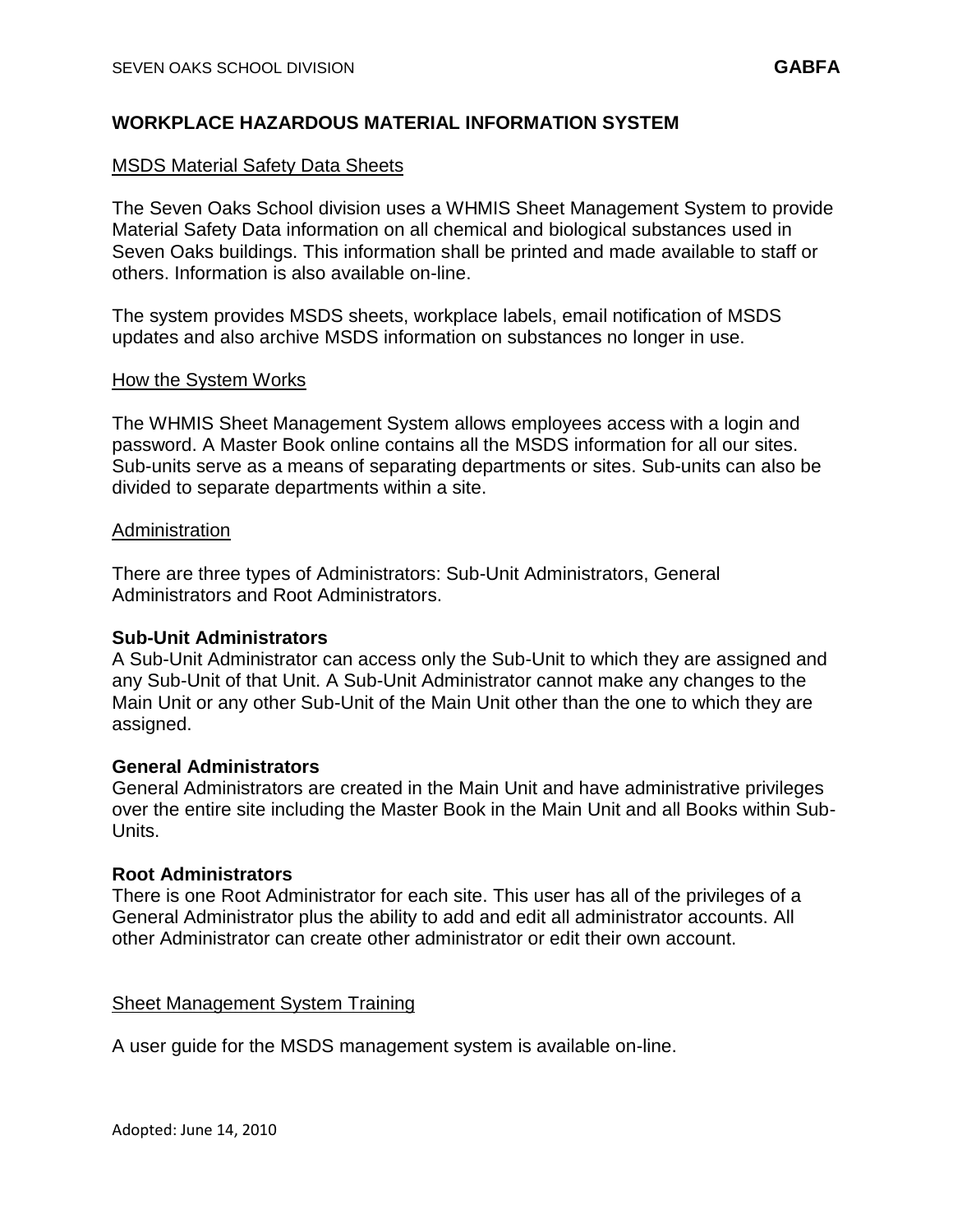# WORKPLACE HAZARDOUS MATERIAL INFORMATION SYSTEM

## MSDS Material Safety Data Sheets

The Seven Oaks School division uses a WHMIS Sheet Management System to provide Material Safety Data information on all chemical and biological substances used in Seven Oaks buildings. This information shall be printed and made available to staff or others. Information is also available on-line.

The system provides MSDS sheets, workplace labels, email notification of MSDS updates and also archive MSDS information on substances no longer in use.

## How the System Works

The WHMIS Sheet Management System allows employees access with a login and password. A Master Book online contains all the MSDS information for all our sites. Sub-units serve as a means of separating departments or sites. Sub-units can also be divided to separate departments within a site.

## Administration

There are three types of Administrators: Sub-Unit Administrators, General Administrators and Root Administrators.

### Sub-Unit Administrators

A Sub-Unit Administrator can access only the Sub-Unit to which they are assigned and any Sub-Unit of that Unit. A Sub-Unit Administrator cannot make any changes to the Main Unit or any other Sub-Unit of the Main Unit other than the one to which they are assigned.

### General Administrators

General Administrators are created in the Main Unit and have administrative privileges over the entire site including the Master Book in the Main Unit and all Books within Sub-Units.

### Root Administrators

There is one Root Administrator for each site. This user has all of the privileges of a General Administrator plus the ability to add and edit all administrator accounts. All other Administrator can create other administrator or edit their own account.

## Sheet Management System Training

A user guide for the MSDS management system is available on-line.

Adopted: June 14, 2010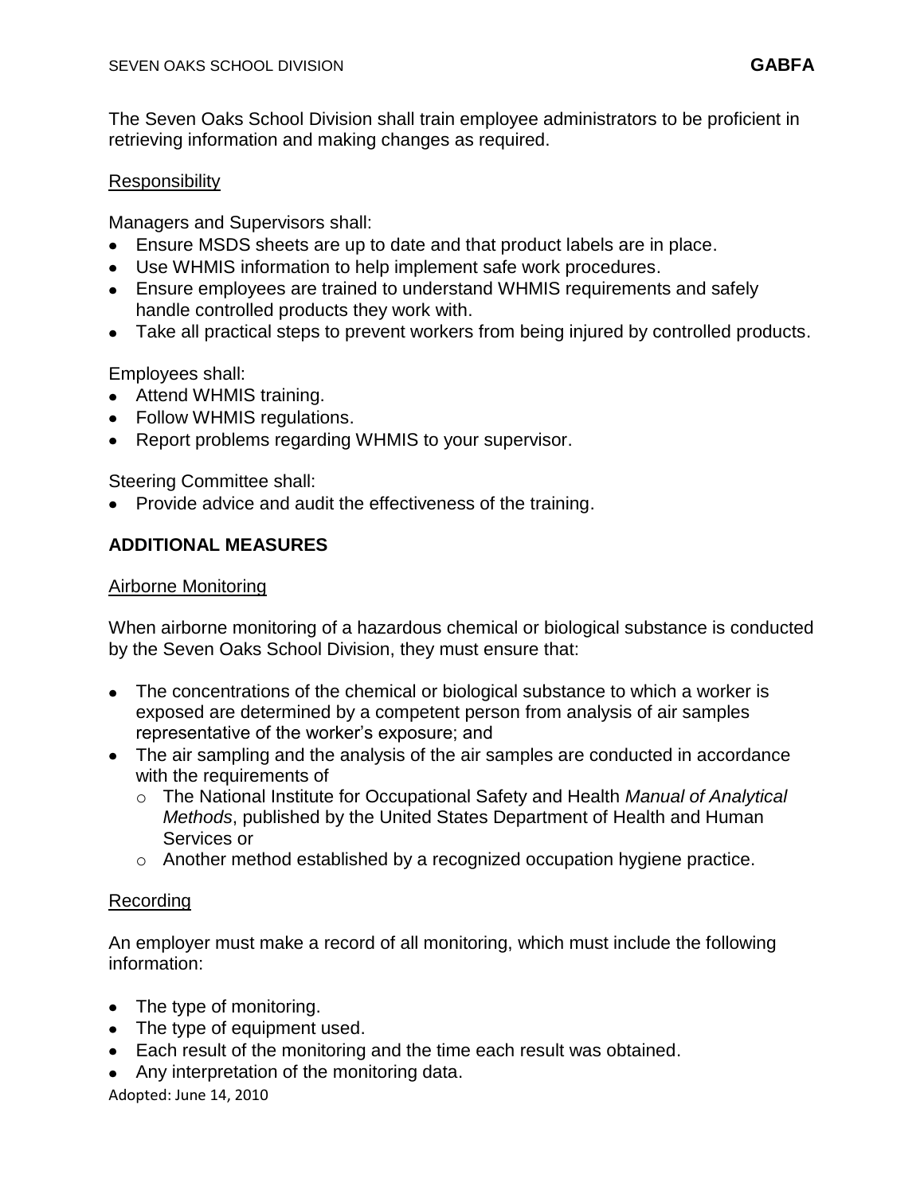The Seven Oaks School Division shall train employee administrators to be proficient in retrieving information and making changes as required.

Responsibility

Managers and Supervisors shall:

- Ensure MSDS sheets are up to date and that product labels are in place.
- Use WHMIS information to help implement safe work procedures.
- Ensure employees are trained to understand WHMIS requirements and safely handle controlled products they work with.
- Take all practical steps to prevent workers from being injured by controlled products.

Employees shall:

- Attend WHMIS training.
- Follow WHMIS regulations.
- Report problems regarding WHMIS to your supervisor.

Steering Committee shall:

- Provide advice and audit the effectiveness of the training.

## ADDITIONAL MEASURES

Airborne Monitoring

When airborne monitoring of a hazardous chemical or biological substance is conducted by the Seven Oaks School Division, they must ensure that:

- The concentrations of the chemical or biological substance to which a worker is exposed are determined by a competent person from analysis of air samples representative of the worker's exposure; and
- The air sampling and the analysis of the air samples are conducted in accordance with the requirements of
  - The National Institute for Occupational Safety and Health *Manual of Analytical Methods*, published by the United States Department of Health and Human Services or
  - Another method established by a recognized occupation hygiene practice.

Recording

An employer must make a record of all monitoring, which must include the following information:

- The type of monitoring.
- The type of equipment used.
- Each result of the monitoring and the time each result was obtained.
- Any interpretation of the monitoring data.

Adopted: June 14, 2010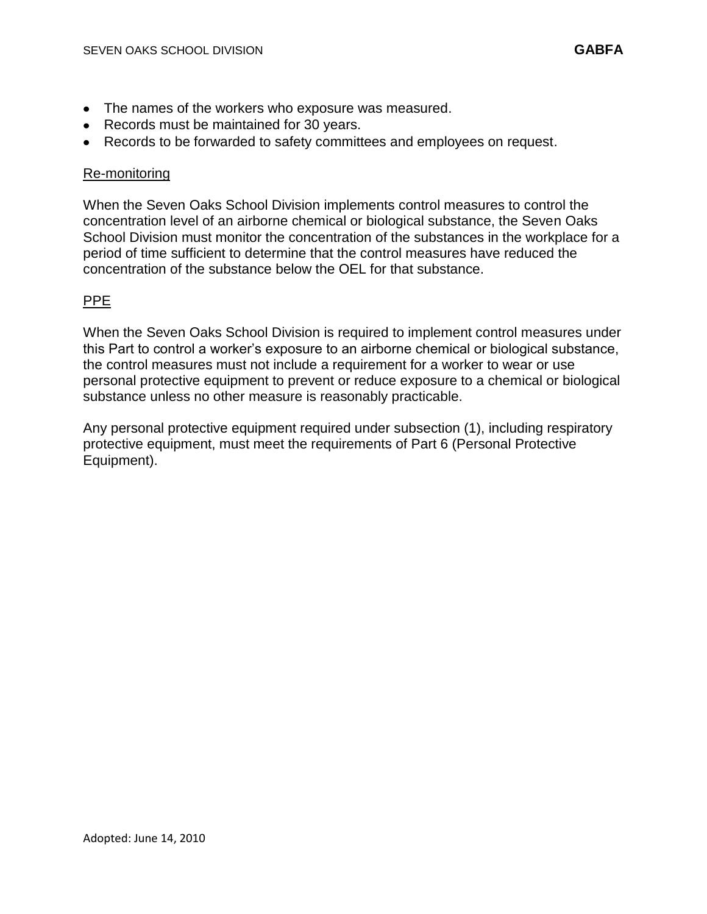- The names of the workers who exposure was measured.
- Records must be maintained for 30 years.
- Records to be forwarded to safety committees and employees on request.

Re-monitoring

When the Seven Oaks School Division implements control measures to control the concentration level of an airborne chemical or biological substance, the Seven Oaks School Division must monitor the concentration of the substances in the workplace for a period of time sufficient to determine that the control measures have reduced the concentration of the substance below the OEL for that substance.

PPE

When the Seven Oaks School Division is required to implement control measures under this Part to control a worker's exposure to an airborne chemical or biological substance, the control measures must not include a requirement for a worker to wear or use personal protective equipment to prevent or reduce exposure to a chemical or biological substance unless no other measure is reasonably practicable.

Any personal protective equipment required under subsection (1), including respiratory protective equipment, must meet the requirements of Part 6 (Personal Protective Equipment).